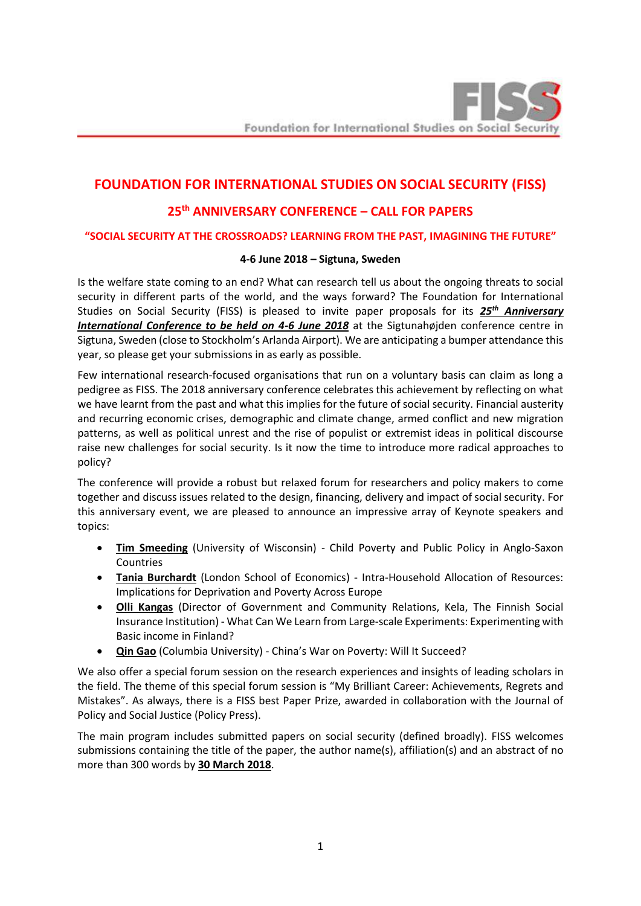FISS

Foundation for International Studies on Social Security

# FOUNDATION FOR INTERNATIONAL STUDIES ON SOCIAL SECURITY (FISS)

## 25th ANNIVERSARY CONFERENCE – CALL FOR PAPERS

### "SOCIAL SECURITY AT THE CROSSROADS? LEARNING FROM THE PAST, IMAGINING THE FUTURE"

**4-6 June 2018 – Sigtuna, Sweden**

Is the welfare state coming to an end? What can research tell us about the ongoing threats to social security in different parts of the world, and the ways forward? The Foundation for International Studies on Social Security (FISS) is pleased to invite paper proposals for its ***25th Anniversary International Conference to be held on 4-6 June 2018*** at the Sigtunahøjden conference centre in Sigtuna, Sweden (close to Stockholm's Arlanda Airport). We are anticipating a bumper attendance this year, so please get your submissions in as early as possible.

Few international research-focused organisations that run on a voluntary basis can claim as long a pedigree as FISS. The 2018 anniversary conference celebrates this achievement by reflecting on what we have learnt from the past and what this implies for the future of social security. Financial austerity and recurring economic crises, demographic and climate change, armed conflict and new migration patterns, as well as political unrest and the rise of populist or extremist ideas in political discourse raise new challenges for social security. Is it now the time to introduce more radical approaches to policy?

The conference will provide a robust but relaxed forum for researchers and policy makers to come together and discuss issues related to the design, financing, delivery and impact of social security. For this anniversary event, we are pleased to announce an impressive array of Keynote speakers and topics:

- **Tim Smeeding** (University of Wisconsin) - Child Poverty and Public Policy in Anglo-Saxon Countries
- **Tania Burchardt** (London School of Economics) - Intra-Household Allocation of Resources: Implications for Deprivation and Poverty Across Europe
- **Olli Kangas** (Director of Government and Community Relations, Kela, The Finnish Social Insurance Institution) - What Can We Learn from Large-scale Experiments: Experimenting with Basic income in Finland?
- **Qin Gao** (Columbia University) - China's War on Poverty: Will It Succeed?

We also offer a special forum session on the research experiences and insights of leading scholars in the field. The theme of this special forum session is "My Brilliant Career: Achievements, Regrets and Mistakes". As always, there is a FISS best Paper Prize, awarded in collaboration with the Journal of Policy and Social Justice (Policy Press).

The main program includes submitted papers on social security (defined broadly). FISS welcomes submissions containing the title of the paper, the author name(s), affiliation(s) and an abstract of no more than 300 words by **30 March 2018**.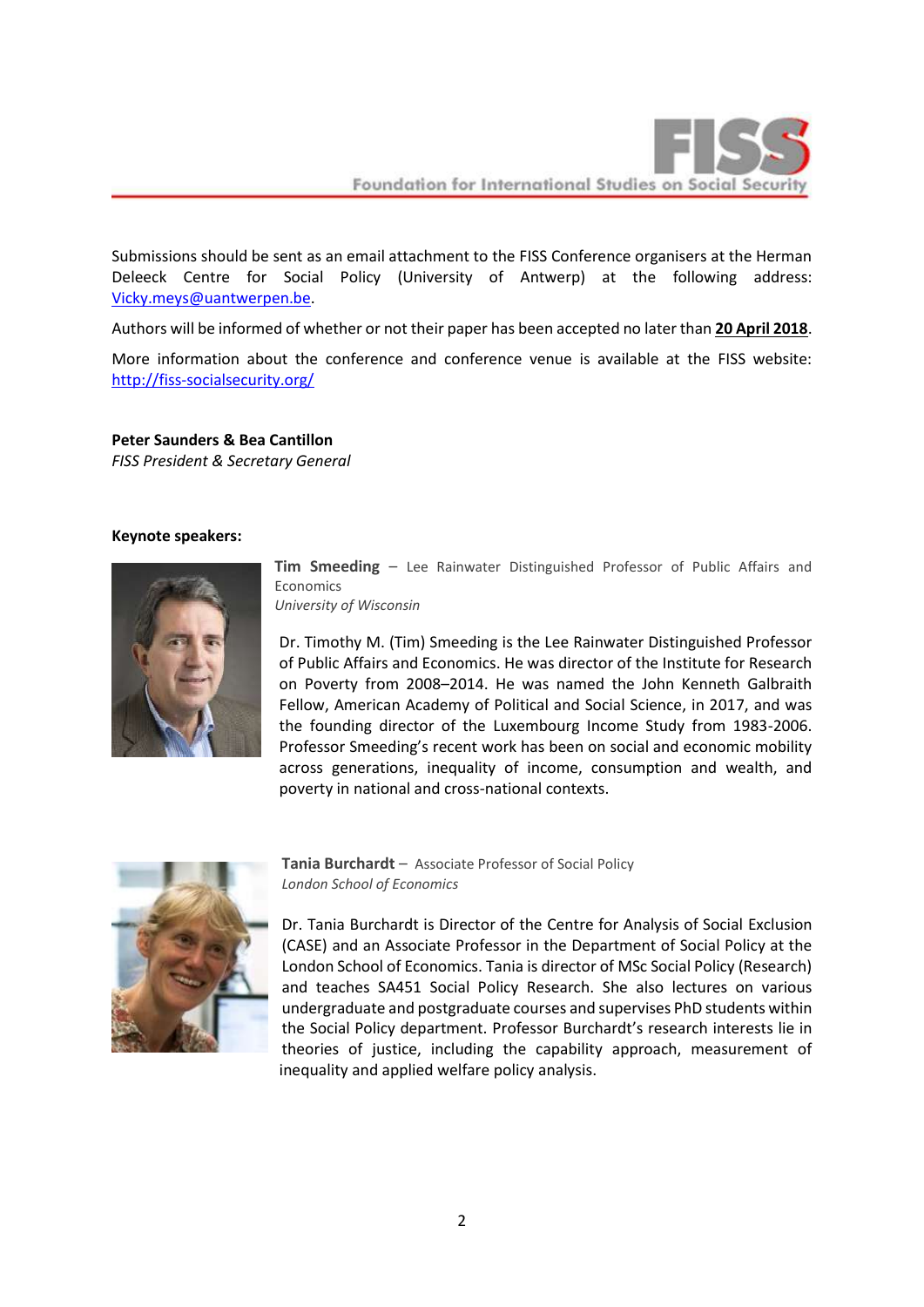Submissions should be sent as an email attachment to the FISS Conference organisers at the Herman Deleeck Centre for Social Policy (University of Antwerp) at the following address: Vicky.meys@uantwerpen.be.

Authors will be informed of whether or not their paper has been accepted no later than **20 April 2018**.

More information about the conference and conference venue is available at the FISS website: http://fiss-socialsecurity.org/

**Peter Saunders & Bea Cantillon**
*FISS President & Secretary General*

**Keynote speakers:**

**Tim Smeeding** – Lee Rainwater Distinguished Professor of Public Affairs and Economics
*University of Wisconsin*

Dr. Timothy M. (Tim) Smeeding is the Lee Rainwater Distinguished Professor of Public Affairs and Economics. He was director of the Institute for Research on Poverty from 2008–2014. He was named the John Kenneth Galbraith Fellow, American Academy of Political and Social Science, in 2017, and was the founding director of the Luxembourg Income Study from 1983-2006. Professor Smeeding's recent work has been on social and economic mobility across generations, inequality of income, consumption and wealth, and poverty in national and cross-national contexts.

**Tania Burchardt** – Associate Professor of Social Policy
*London School of Economics*

Dr. Tania Burchardt is Director of the Centre for Analysis of Social Exclusion (CASE) and an Associate Professor in the Department of Social Policy at the London School of Economics. Tania is director of MSc Social Policy (Research) and teaches SA451 Social Policy Research. She also lectures on various undergraduate and postgraduate courses and supervises PhD students within the Social Policy department. Professor Burchardt's research interests lie in theories of justice, including the capability approach, measurement of inequality and applied welfare policy analysis.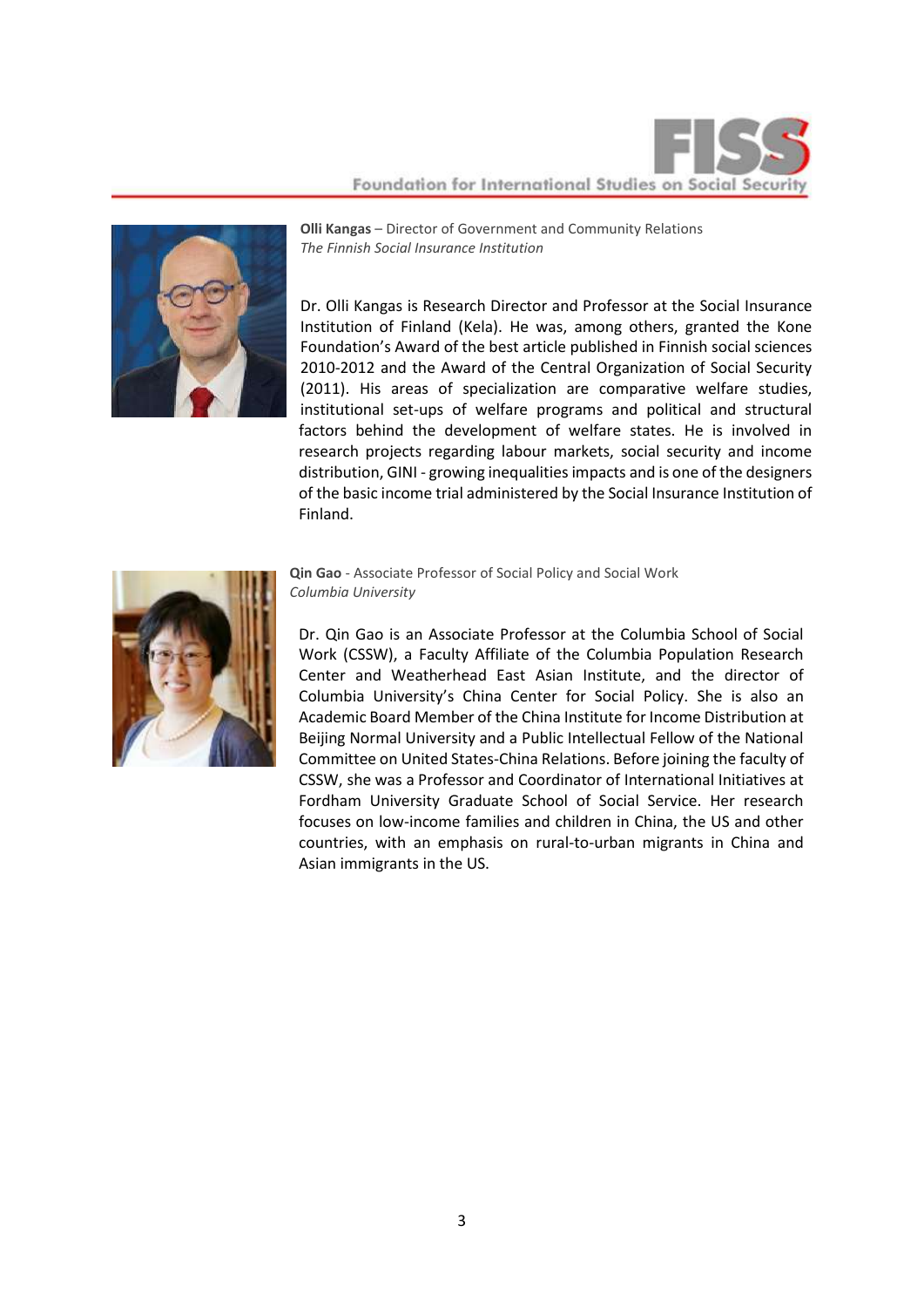**Olli Kangas** – Director of Government and Community Relations
*The Finnish Social Insurance Institution*

Dr. Olli Kangas is Research Director and Professor at the Social Insurance Institution of Finland (Kela). He was, among others, granted the Kone Foundation's Award of the best article published in Finnish social sciences 2010-2012 and the Award of the Central Organization of Social Security (2011). His areas of specialization are comparative welfare studies, institutional set-ups of welfare programs and political and structural factors behind the development of welfare states. He is involved in research projects regarding labour markets, social security and income distribution, GINI - growing inequalities impacts and is one of the designers of the basic income trial administered by the Social Insurance Institution of Finland.

**Qin Gao** - Associate Professor of Social Policy and Social Work
*Columbia University*

Dr. Qin Gao is an Associate Professor at the Columbia School of Social Work (CSSW), a Faculty Affiliate of the Columbia Population Research Center and Weatherhead East Asian Institute, and the director of Columbia University's China Center for Social Policy. She is also an Academic Board Member of the China Institute for Income Distribution at Beijing Normal University and a Public Intellectual Fellow of the National Committee on United States-China Relations. Before joining the faculty of CSSW, she was a Professor and Coordinator of International Initiatives at Fordham University Graduate School of Social Service. Her research focuses on low-income families and children in China, the US and other countries, with an emphasis on rural-to-urban migrants in China and Asian immigrants in the US.